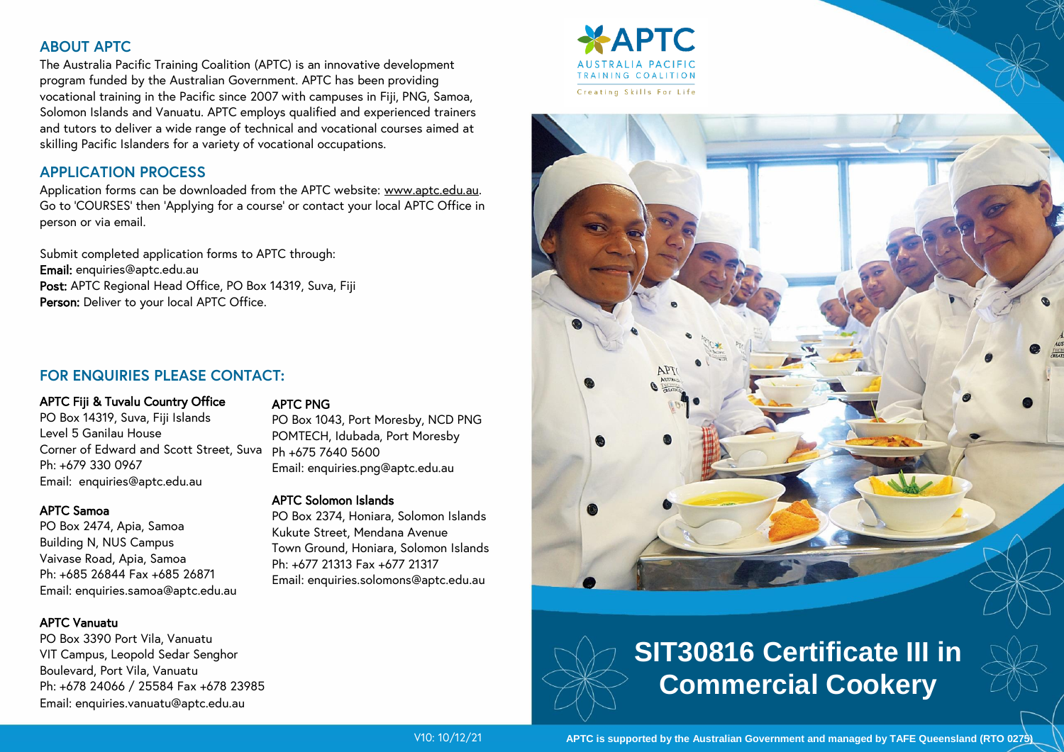## ABOUT APTC

The Australia Pacific Training Coalition (APTC) is an innovative development program funded by the Australian Government. APTC has been providing vocational training in the Pacific since 2007 with campuses in Fiji, PNG, Samoa, Solomon Islands and Vanuatu. APTC employs qualified and experienced trainers and tutors to deliver a wide range of technical and vocational courses aimed at skilling Pacific Islanders for a variety of vocational occupations.

## APPLICATION PROCESS

Application forms can be downloaded from the APTC website: www.aptc.edu.au. Go to 'COURSES' then 'Applying for a course' or contact your local APTC Office in person or via email.

Submit completed application forms to APTC through:
**Email:** enquiries@aptc.edu.au
**Post:** APTC Regional Head Office, PO Box 14319, Suva, Fiji
**Person:** Deliver to your local APTC Office.

## FOR ENQUIRIES PLEASE CONTACT:

**APTC Fiji & Tuvalu Country Office**
PO Box 14319, Suva, Fiji Islands
Level 5 Ganilau House
Corner of Edward and Scott Street, Suva
Ph: +679 330 0967
Email: enquiries@aptc.edu.au

**APTC Samoa**
PO Box 2474, Apia, Samoa
Building N, NUS Campus
Vaivase Road, Apia, Samoa
Ph: +685 26844 Fax +685 26871
Email: enquiries.samoa@aptc.edu.au

**APTC Vanuatu**
PO Box 3390 Port Vila, Vanuatu
VIT Campus, Leopold Sedar Senghor Boulevard, Port Vila, Vanuatu
Ph: +678 24066 / 25584 Fax +678 23985
Email: enquiries.vanuatu@aptc.edu.au

**APTC PNG**
PO Box 1043, Port Moresby, NCD PNG
POMTECH, Idubada, Port Moresby
Ph +675 7640 5600
Email: enquiries.png@aptc.edu.au

**APTC Solomon Islands**
PO Box 2374, Honiara, Solomon Islands
Kukute Street, Mendana Avenue
Town Ground, Honiara, Solomon Islands
Ph: +677 21313 Fax +677 21317
Email: enquiries.solomons@aptc.edu.au

V10: 10/12/21

APTC
AUSTRALIA PACIFIC TRAINING COALITION
Creating Skills For Life

# SIT30816 Certificate III in Commercial Cookery

APTC is supported by the Australian Government and managed by TAFE Queensland (RTO 0275)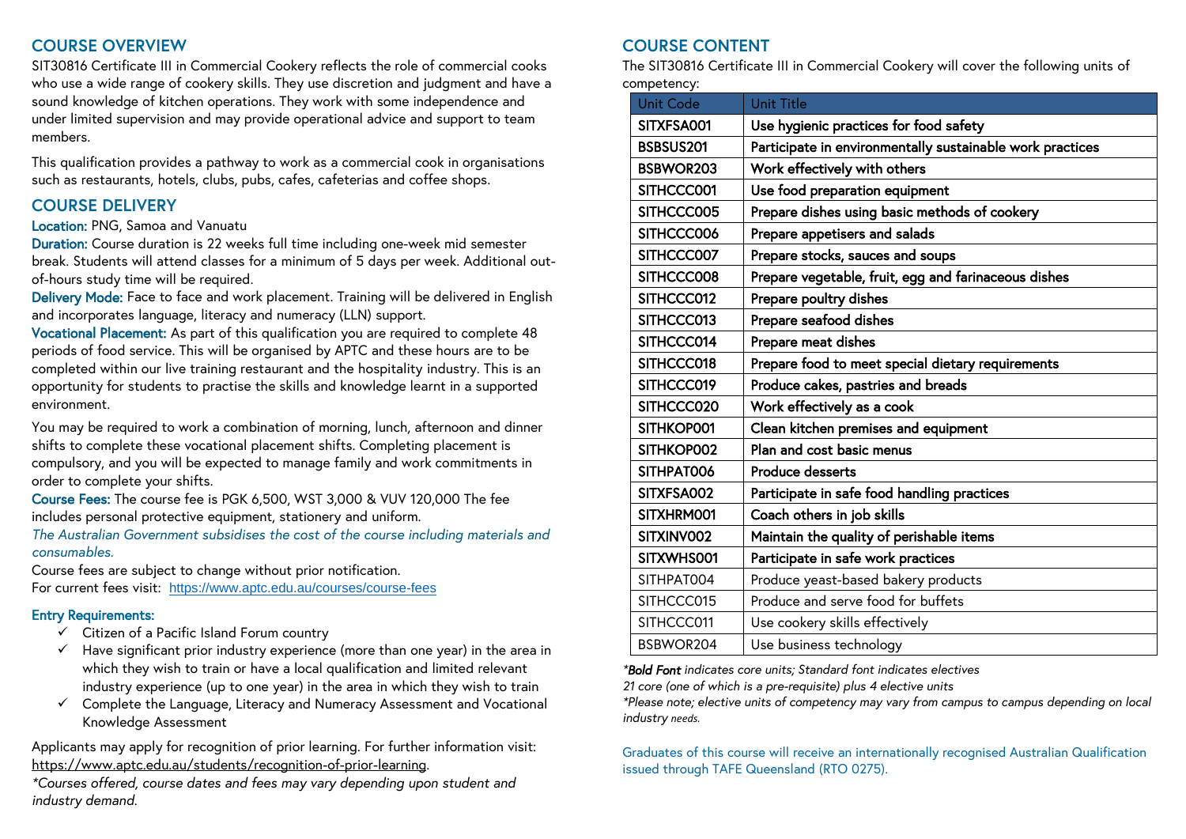## COURSE OVERVIEW

SIT30816 Certificate III in Commercial Cookery reflects the role of commercial cooks who use a wide range of cookery skills. They use discretion and judgment and have a sound knowledge of kitchen operations. They work with some independence and under limited supervision and may provide operational advice and support to team members.

This qualification provides a pathway to work as a commercial cook in organisations such as restaurants, hotels, clubs, pubs, cafes, cafeterias and coffee shops.

## COURSE DELIVERY

**Location:** PNG, Samoa and Vanuatu

**Duration:** Course duration is 22 weeks full time including one-week mid semester break. Students will attend classes for a minimum of 5 days per week. Additional out-of-hours study time will be required.

**Delivery Mode:** Face to face and work placement. Training will be delivered in English and incorporates language, literacy and numeracy (LLN) support.

**Vocational Placement:** As part of this qualification you are required to complete 48 periods of food service. This will be organised by APTC and these hours are to be completed within our live training restaurant and the hospitality industry. This is an opportunity for students to practise the skills and knowledge learnt in a supported environment.

You may be required to work a combination of morning, lunch, afternoon and dinner shifts to complete these vocational placement shifts. Completing placement is compulsory, and you will be expected to manage family and work commitments in order to complete your shifts.

**Course Fees:** The course fee is PGK 6,500, WST 3,000 & VUV 120,000 The fee includes personal protective equipment, stationery and uniform.

*The Australian Government subsidises the cost of the course including materials and consumables.*

Course fees are subject to change without prior notification.
For current fees visit: https://www.aptc.edu.au/courses/course-fees

**Entry Requirements:**

- ✓ Citizen of a Pacific Island Forum country
- ✓ Have significant prior industry experience (more than one year) in the area in which they wish to train or have a local qualification and limited relevant industry experience (up to one year) in the area in which they wish to train
- ✓ Complete the Language, Literacy and Numeracy Assessment and Vocational Knowledge Assessment

Applicants may apply for recognition of prior learning. For further information visit: https://www.aptc.edu.au/students/recognition-of-prior-learning.

*\*Courses offered, course dates and fees may vary depending upon student and industry demand.*

## COURSE CONTENT

The SIT30816 Certificate III in Commercial Cookery will cover the following units of competency:

| Unit Code | Unit Title |
|---|---|
| **SITXFSA001** | **Use hygienic practices for food safety** |
| **BSBSUS201** | **Participate in environmentally sustainable work practices** |
| **BSBWOR203** | **Work effectively with others** |
| **SITHCCC001** | **Use food preparation equipment** |
| **SITHCCC005** | **Prepare dishes using basic methods of cookery** |
| **SITHCCC006** | **Prepare appetisers and salads** |
| **SITHCCC007** | **Prepare stocks, sauces and soups** |
| **SITHCCC008** | **Prepare vegetable, fruit, egg and farinaceous dishes** |
| **SITHCCC012** | **Prepare poultry dishes** |
| **SITHCCC013** | **Prepare seafood dishes** |
| **SITHCCC014** | **Prepare meat dishes** |
| **SITHCCC018** | **Prepare food to meet special dietary requirements** |
| **SITHCCC019** | **Produce cakes, pastries and breads** |
| **SITHCCC020** | **Work effectively as a cook** |
| **SITHKOP001** | **Clean kitchen premises and equipment** |
| **SITHKOP002** | **Plan and cost basic menus** |
| **SITHPAT006** | **Produce desserts** |
| **SITXFSA002** | **Participate in safe food handling practices** |
| **SITXHRM001** | **Coach others in job skills** |
| **SITXINV002** | **Maintain the quality of perishable items** |
| **SITXWHS001** | **Participate in safe work practices** |
| SITHPAT004 | Produce yeast-based bakery products |
| SITHCCC015 | Produce and serve food for buffets |
| SITHCCC011 | Use cookery skills effectively |
| BSBWOR204 | Use business technology |

*\****Bold Font*** *indicates core units; Standard font indicates electives*
*21 core (one of which is a pre-requisite) plus 4 elective units*
*\*Please note; elective units of competency may vary from campus to campus depending on local industry needs.*

Graduates of this course will receive an internationally recognised Australian Qualification issued through TAFE Queensland (RTO 0275).